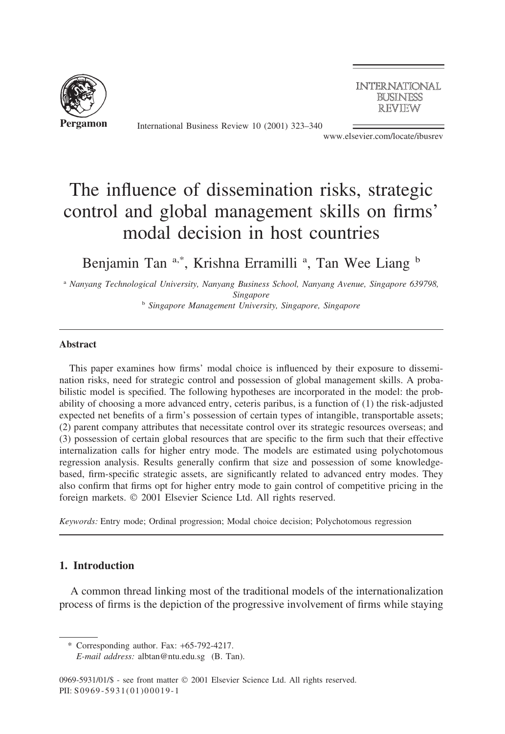# The influence of dissemination risks, strategic control and global management skills on firms' modal decision in host countries

Benjamin Tan [a,*], Krishna Erramilli [a], Tan Wee Liang [b]

[a] *Nanyang Technological University, Nanyang Business School, Nanyang Avenue, Singapore 639798, Singapore*

[b] *Singapore Management University, Singapore, Singapore*

## Abstract

This paper examines how firms' modal choice is influenced by their exposure to dissemination risks, need for strategic control and possession of global management skills. A probabilistic model is specified. The following hypotheses are incorporated in the model: the probability of choosing a more advanced entry, ceteris paribus, is a function of (1) the risk-adjusted expected net benefits of a firm's possession of certain types of intangible, transportable assets; (2) parent company attributes that necessitate control over its strategic resources overseas; and (3) possession of certain global resources that are specific to the firm such that their effective internalization calls for higher entry mode. The models are estimated using polychotomous regression analysis. Results generally confirm that size and possession of some knowledge-based, firm-specific strategic assets, are significantly related to advanced entry modes. They also confirm that firms opt for higher entry mode to gain control of competitive pricing in the foreign markets. © 2001 Elsevier Science Ltd. All rights reserved.

*Keywords:* Entry mode; Ordinal progression; Modal choice decision; Polychotomous regression

## 1. Introduction

A common thread linking most of the traditional models of the internationalization process of firms is the depiction of the progressive involvement of firms while staying

---

\* Corresponding author. Fax: +65-792-4217.
*E-mail address:* albtan@ntu.edu.sg (B. Tan).

0969-5931/01/$ - see front matter © 2001 Elsevier Science Ltd. All rights reserved.
PII: S0969-5931(01)00019-1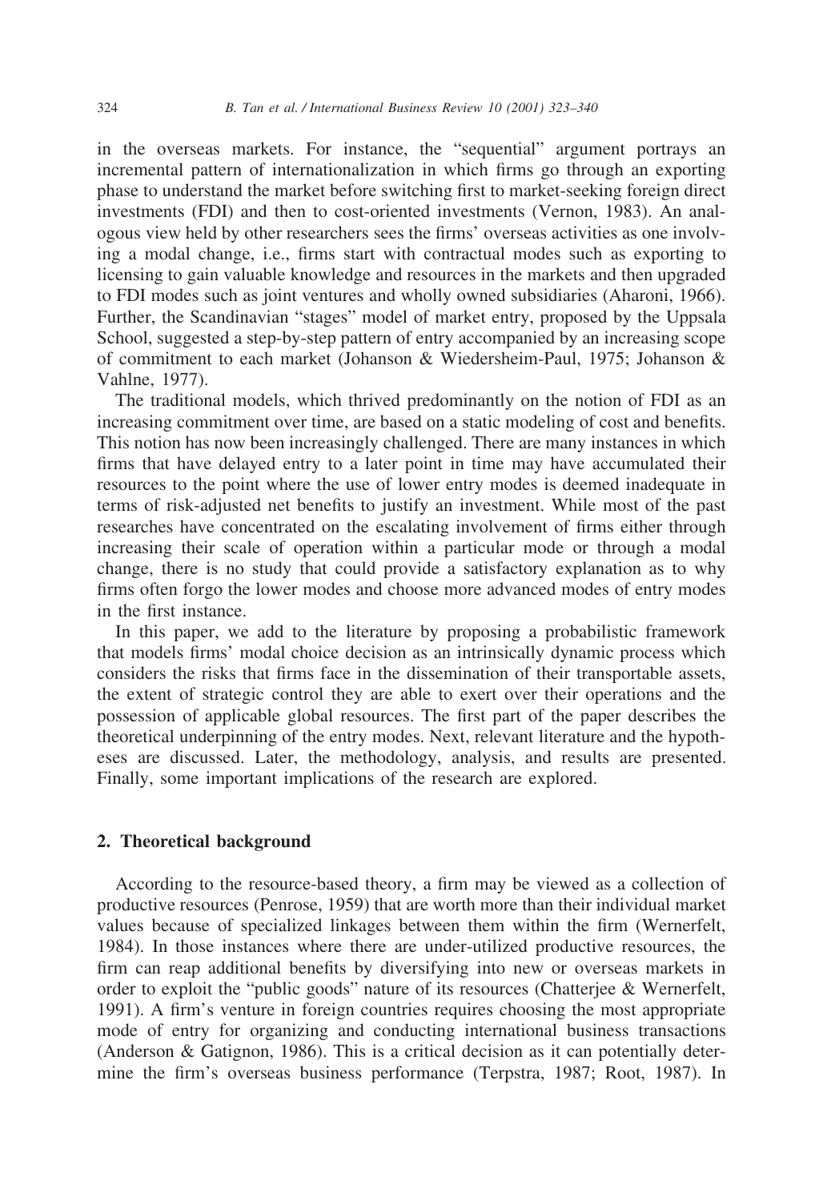in the overseas markets. For instance, the "sequential" argument portrays an incremental pattern of internationalization in which firms go through an exporting phase to understand the market before switching first to market-seeking foreign direct investments (FDI) and then to cost-oriented investments (Vernon, 1983). An analogous view held by other researchers sees the firms' overseas activities as one involving a modal change, i.e., firms start with contractual modes such as exporting to licensing to gain valuable knowledge and resources in the markets and then upgraded to FDI modes such as joint ventures and wholly owned subsidiaries (Aharoni, 1966). Further, the Scandinavian "stages" model of market entry, proposed by the Uppsala School, suggested a step-by-step pattern of entry accompanied by an increasing scope of commitment to each market (Johanson & Wiedersheim-Paul, 1975; Johanson & Vahlne, 1977).

The traditional models, which thrived predominantly on the notion of FDI as an increasing commitment over time, are based on a static modeling of cost and benefits. This notion has now been increasingly challenged. There are many instances in which firms that have delayed entry to a later point in time may have accumulated their resources to the point where the use of lower entry modes is deemed inadequate in terms of risk-adjusted net benefits to justify an investment. While most of the past researches have concentrated on the escalating involvement of firms either through increasing their scale of operation within a particular mode or through a modal change, there is no study that could provide a satisfactory explanation as to why firms often forgo the lower modes and choose more advanced modes of entry modes in the first instance.

In this paper, we add to the literature by proposing a probabilistic framework that models firms' modal choice decision as an intrinsically dynamic process which considers the risks that firms face in the dissemination of their transportable assets, the extent of strategic control they are able to exert over their operations and the possession of applicable global resources. The first part of the paper describes the theoretical underpinning of the entry modes. Next, relevant literature and the hypotheses are discussed. Later, the methodology, analysis, and results are presented. Finally, some important implications of the research are explored.

## 2. Theoretical background

According to the resource-based theory, a firm may be viewed as a collection of productive resources (Penrose, 1959) that are worth more than their individual market values because of specialized linkages between them within the firm (Wernerfelt, 1984). In those instances where there are under-utilized productive resources, the firm can reap additional benefits by diversifying into new or overseas markets in order to exploit the "public goods" nature of its resources (Chatterjee & Wernerfelt, 1991). A firm's venture in foreign countries requires choosing the most appropriate mode of entry for organizing and conducting international business transactions (Anderson & Gatignon, 1986). This is a critical decision as it can potentially determine the firm's overseas business performance (Terpstra, 1987; Root, 1987). In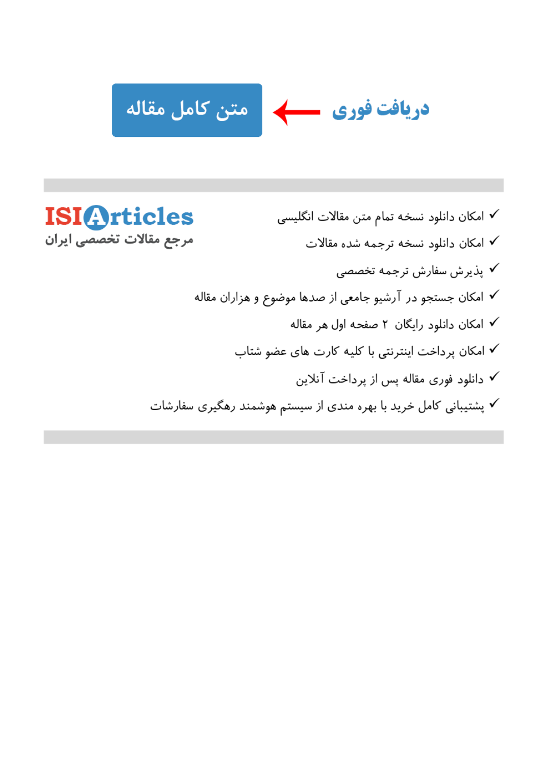دریافت فوری ← متن کامل مقاله

**ISIArticles**
مرجع مقالات تخصصی ایران

- ✓ امکان دانلود نسخه تمام متن مقالات انگلیسی
- ✓ امکان دانلود نسخه ترجمه شده مقالات
- ✓ پذیرش سفارش ترجمه تخصصی
- ✓ امکان جستجو در آرشیو جامعی از صدها موضوع و هزاران مقاله
- ✓ امکان دانلود رایگان ۲ صفحه اول هر مقاله
- ✓ امکان پرداخت اینترنتی با کلیه کارت های عضو شتاب
- ✓ دانلود فوری مقاله پس از پرداخت آنلاین
- ✓ پشتیبانی کامل خرید با بهره مندی از سیستم هوشمند رهگیری سفارشات